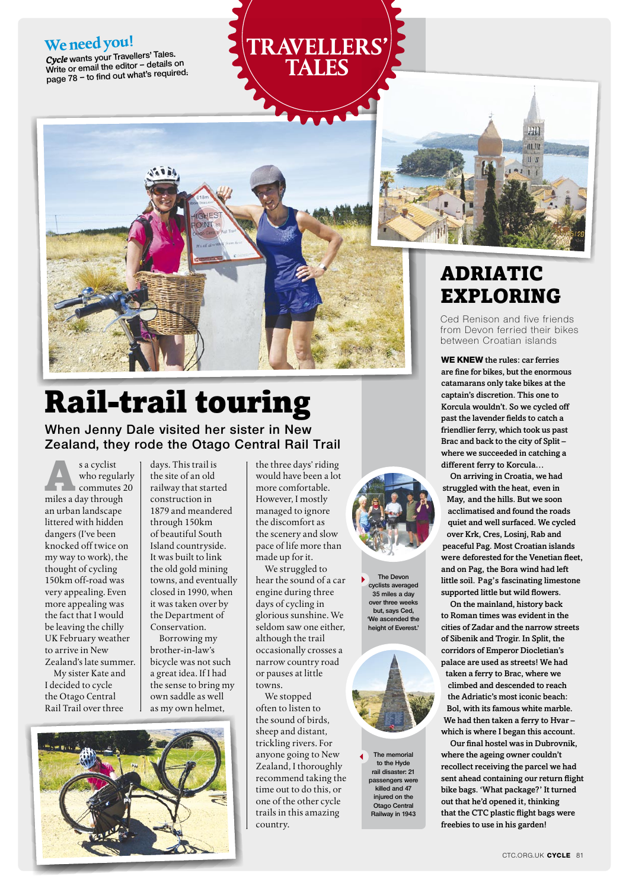**We need you!**

*Cycle* wants your Travellers' Tales. Write or email the editor – details on page 78 – to find out what's required.

# TRAVELLERS' TALES

# Rail-trail touring

## When Jenny Dale visited her sister in New Zealand, they rode the Otago Central Rail Trail

As a cyclist who regularly commutes 20 miles a day through an urban landscape littered with hidden dangers (I've been knocked off twice on my way to work), the thought of cycling 150km off-road was very appealing. Even more appealing was the fact that I would be leaving the chilly UK February weather to arrive in New Zealand's late summer.

My sister Kate and I decided to cycle the Otago Central Rail Trail over three days. This trail is the site of an old railway that started construction in 1879 and meandered through 150km of beautiful South Island countryside. It was built to link the old gold mining towns, and eventually closed in 1990, when it was taken over by the Department of Conservation.

Borrowing my brother-in-law's bicycle was not such a great idea. If I had the sense to bring my own saddle as well as my own helmet, the three days' riding would have been a lot more comfortable. However, I mostly managed to ignore the discomfort as the scenery and slow pace of life more than made up for it.

We struggled to hear the sound of a car engine during three days of cycling in glorious sunshine. We seldom saw one either, although the trail occasionally crosses a narrow country road or pauses at little towns.

We stopped often to listen to the sound of birds, sheep and distant, trickling rivers. For anyone going to New Zealand, I thoroughly recommend taking the time out to do this, or one of the other cycle trails in this amazing country.

The Devon cyclists averaged 35 miles a day over three weeks but, says Ced, 'We ascended the height of Everest.'

The memorial to the Hyde rail disaster: 21 passengers were killed and 47 injured on the Otago Central Railway in 1943

# ADRIATIC EXPLORING

Ced Renison and five friends from Devon ferried their bikes between Croatian islands

**WE KNEW the rules: car ferries are fine for bikes, but the enormous catamarans only take bikes at the captain's discretion. This one to Korcula wouldn't. So we cycled off past the lavender fields to catch a friendlier ferry, which took us past Brac and back to the city of Split – where we succeeded in catching a different ferry to Korcula…**

**On arriving in Croatia, we had struggled with the heat, even in May, and the hills. But we soon acclimatised and found the roads quiet and well surfaced. We cycled over Krk, Cres, Losinj, Rab and peaceful Pag. Most Croatian islands were deforested for the Venetian fleet, and on Pag, the Bora wind had left little soil. Pag's fascinating limestone supported little but wild flowers.**

**On the mainland, history back to Roman times was evident in the cities of Zadar and the narrow streets of Sibenik and Trogir. In Split, the corridors of Emperor Diocletian's palace are used as streets! We had taken a ferry to Brac, where we climbed and descended to reach the Adriatic's most iconic beach: Bol, with its famous white marble. We had then taken a ferry to Hvar – which is where I began this account.**

**Our final hostel was in Dubrovnik, where the ageing owner couldn't recollect receiving the parcel we had sent ahead containing our return flight bike bags. 'What package?' It turned out that he'd opened it, thinking that the CTC plastic flight bags were freebies to use in his garden!**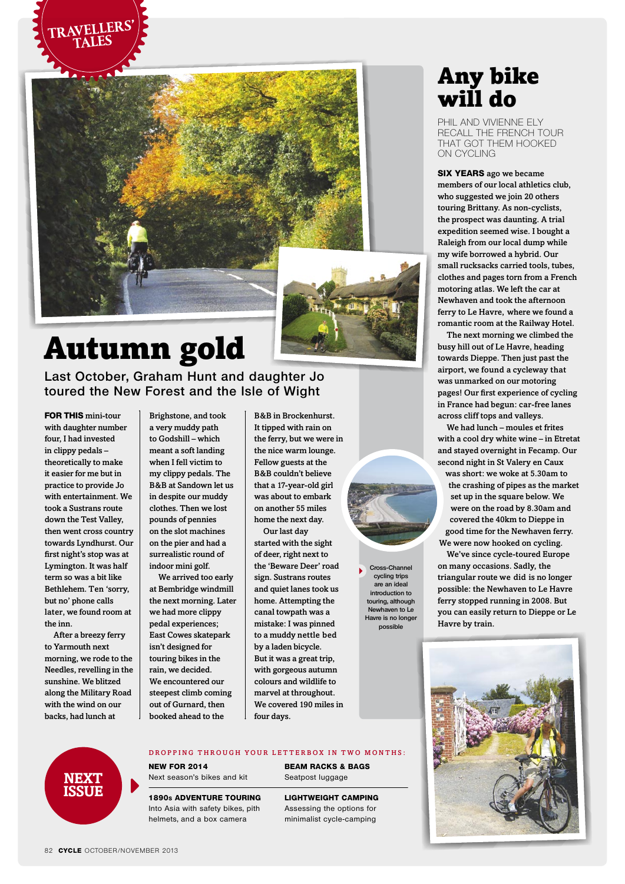TRAVELLERS' TALES

# Autumn gold

## Last October, Graham Hunt and daughter Jo toured the New Forest and the Isle of Wight

**FOR THIS** mini-tour with daughter number four, I had invested in clippy pedals – theoretically to make it easier for me but in practice to provide Jo with entertainment. We took a Sustrans route down the Test Valley, then went cross country towards Lyndhurst. Our first night's stop was at Lymington. It was half term so was a bit like Bethlehem. Ten 'sorry, but no' phone calls later, we found room at the inn.

After a breezy ferry to Yarmouth next morning, we rode to the Needles, revelling in the sunshine. We blitzed along the Military Road with the wind on our backs, had lunch at Brighstone, and took a very muddy path to Godshill – which meant a soft landing when I fell victim to my clippy pedals. The B&B at Sandown let us in despite our muddy clothes. Then we lost pounds of pennies on the slot machines on the pier and had a surrealistic round of indoor mini golf.

We arrived too early at Bembridge windmill the next morning. Later we had more clippy pedal experiences; East Cowes skatepark isn't designed for touring bikes in the rain, we decided. We encountered our steepest climb coming out of Gurnard, then booked ahead to the B&B in Brockenhurst. It tipped with rain on the ferry, but we were in the nice warm lounge. Fellow guests at the B&B couldn't believe that a 17-year-old girl was about to embark on another 55 miles home the next day.

Our last day started with the sight of deer, right next to the 'Beware Deer' road sign. Sustrans routes and quiet lanes took us home. Attempting the canal towpath was a mistake: I was pinned to a muddy nettle bed by a laden bicycle. But it was a great trip, with gorgeous autumn colours and wildlife to marvel at throughout. We covered 190 miles in four days.

# Any bike will do

## PHIL AND VIVIENNE ELY RECALL THE FRENCH TOUR THAT GOT THEM HOOKED ON CYCLING

**SIX YEARS** ago we became members of our local athletics club, who suggested we join 20 others touring Brittany. As non-cyclists, the prospect was daunting. A trial expedition seemed wise. I bought a Raleigh from our local dump while my wife borrowed a hybrid. Our small rucksacks carried tools, tubes, clothes and pages torn from a French motoring atlas. We left the car at Newhaven and took the afternoon ferry to Le Havre, where we found a romantic room at the Railway Hotel.

The next morning we climbed the busy hill out of Le Havre, heading towards Dieppe. Then just past the airport, we found a cycleway that was unmarked on our motoring pages! Our first experience of cycling in France had begun: car-free lanes across cliff tops and valleys.

We had lunch – moules et frites with a cool dry white wine – in Etretat and stayed overnight in Fecamp. Our second night in St Valery en Caux was short: we woke at 5.30am to the crashing of pipes as the market set up in the square below. We were on the road by 8.30am and covered the 40km to Dieppe in good time for the Newhaven ferry. We were now hooked on cycling.

We've since cycle-toured Europe on many occasions. Sadly, the triangular route we did is no longer possible: the Newhaven to Le Havre ferry stopped running in 2008. But you can easily return to Dieppe or Le Havre by train.

Cross-Channel cycling trips are an ideal introduction to touring, although Newhaven to Le Havre is no longer possible

**NEXT ISSUE**

DROPPING THROUGH YOUR LETTERBOX IN TWO MONTHS:

**NEW FOR 2014**
Next season's bikes and kit

**BEAM RACKS & BAGS**
Seatpost luggage

**1890s ADVENTURE TOURING**
Into Asia with safety bikes, pith helmets, and a box camera

**LIGHTWEIGHT CAMPING**
Assessing the options for minimalist cycle-camping